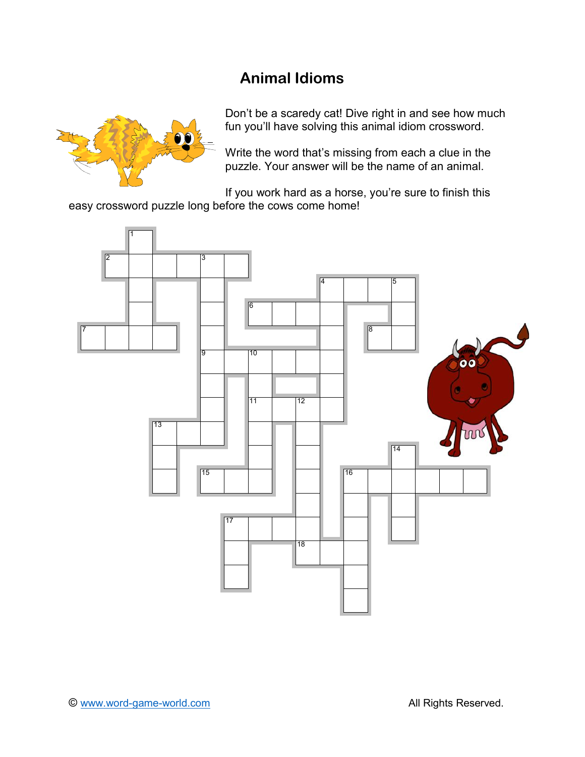# Animal Idioms

Don't be a scaredy cat! Dive right in and see how much fun you'll have solving this animal idiom crossword.

Write the word that's missing from each a clue in the puzzle. Your answer will be the name of an animal.

If you work hard as a horse, you're sure to finish this easy crossword puzzle long before the cows come home!

© www.word-game-world.com All Rights Reserved.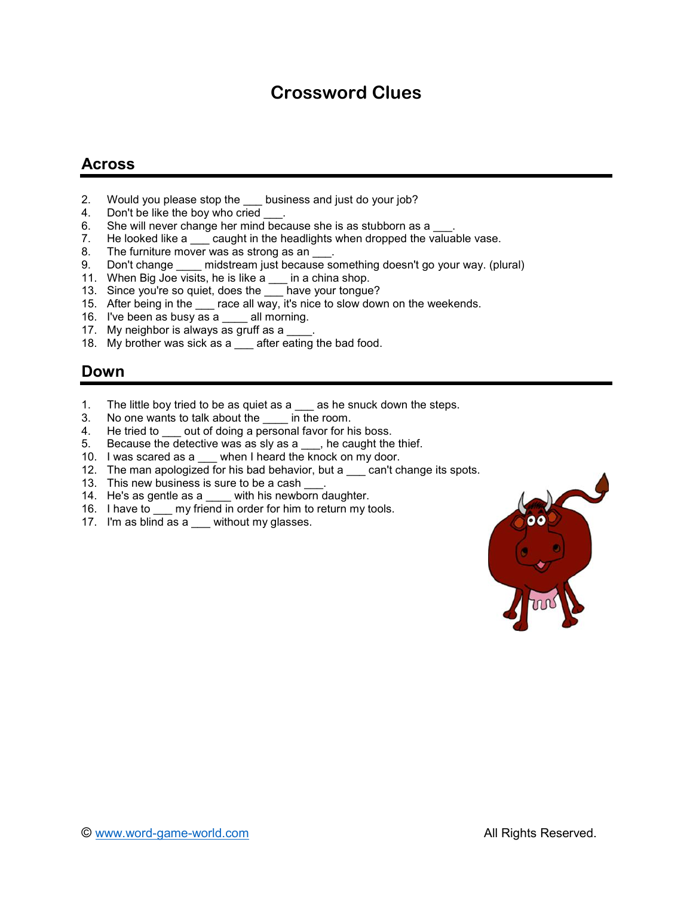# Crossword Clues

## Across

2. Would you please stop the ___ business and just do your job?
4. Don't be like the boy who cried ___.
6. She will never change her mind because she is as stubborn as a ___.
7. He looked like a ___ caught in the headlights when dropped the valuable vase.
8. The furniture mover was as strong as an ___.
9. Don't change ____ midstream just because something doesn't go your way. (plural)
11. When Big Joe visits, he is like a ___ in a china shop.
13. Since you're so quiet, does the ___ have your tongue?
15. After being in the ___ race all way, it's nice to slow down on the weekends.
16. I've been as busy as a ____ all morning.
17. My neighbor is always as gruff as a ____.
18. My brother was sick as a ___ after eating the bad food.

## Down

1. The little boy tried to be as quiet as a ___ as he snuck down the steps.
3. No one wants to talk about the ____ in the room.
4. He tried to ___ out of doing a personal favor for his boss.
5. Because the detective was as sly as a ___, he caught the thief.
10. I was scared as a ___ when I heard the knock on my door.
12. The man apologized for his bad behavior, but a ___ can't change its spots.
13. This new business is sure to be a cash ___.
14. He's as gentle as a ____ with his newborn daughter.
16. I have to ___ my friend in order for him to return my tools.
17. I'm as blind as a ___ without my glasses.

© www.word-game-world.com All Rights Reserved.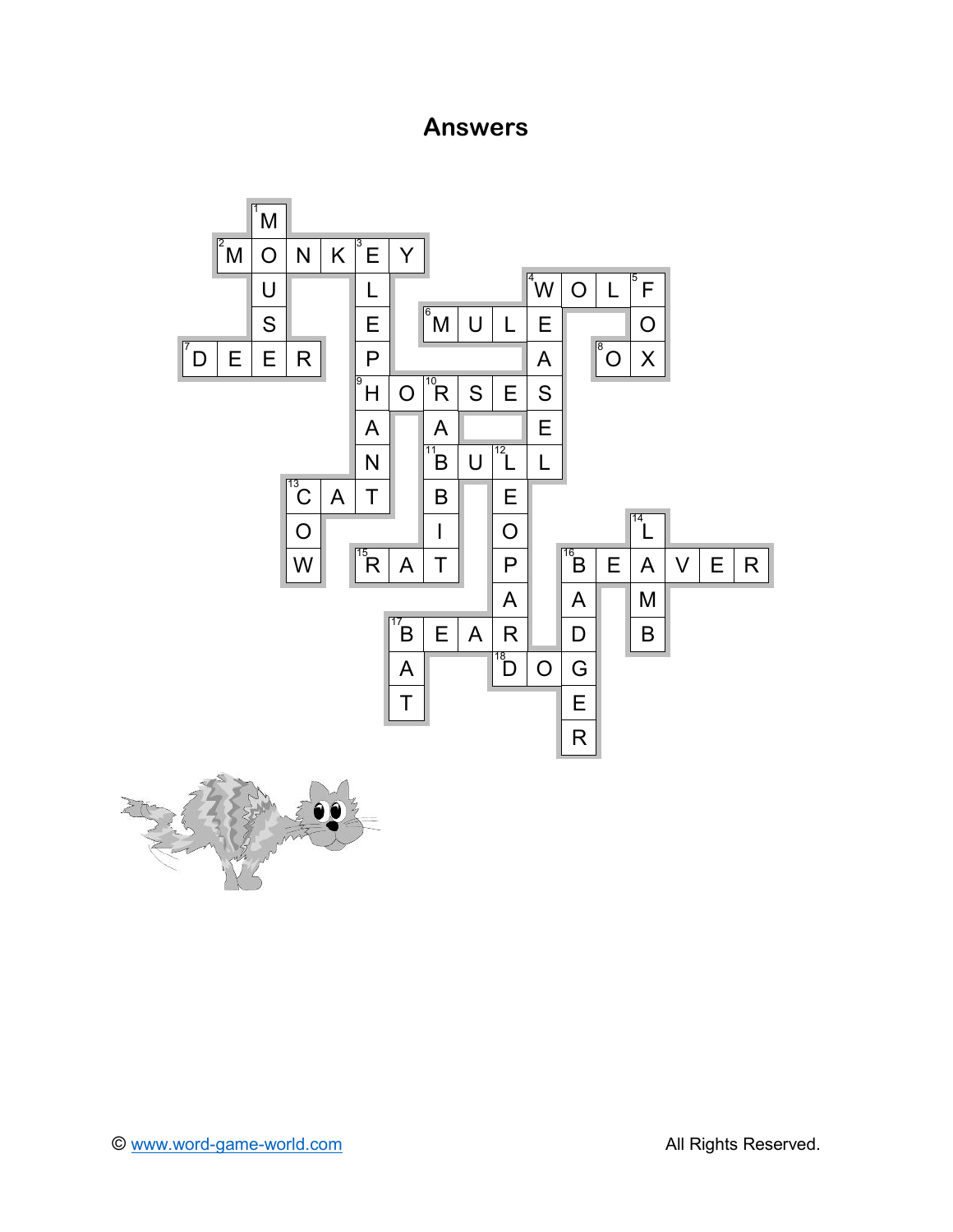# Answers

```
    M
  M O N K E Y
    U     L         W O L F
    S     E   M U L E     O
D E E R   P         A   O X
          H O R S E S
          A   A     E
          N   B U L L
      C A T   B   E
      O       I   O       L
      W   R A T   P   B E A V E R
                  A   A   M
            B E A R   D   B
            A     D O G
            T         E
                      R
```

© www.word-game-world.com All Rights Reserved.